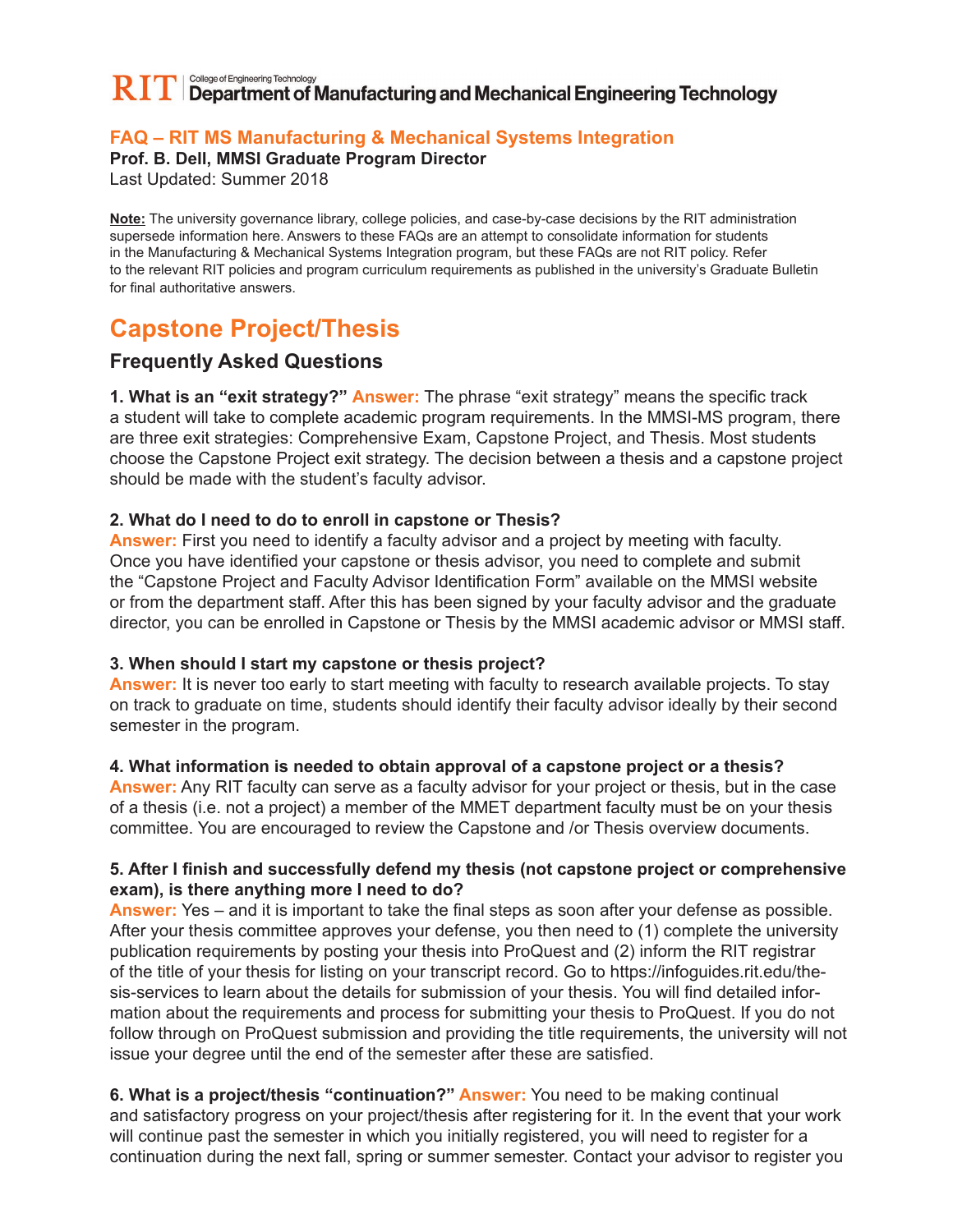RIT | College of Engineering Technology
**Department of Manufacturing and Mechanical Engineering Technology**

## FAQ – RIT MS Manufacturing & Mechanical Systems Integration

**Prof. B. Dell, MMSI Graduate Program Director**
Last Updated: Summer 2018

**Note:** The university governance library, college policies, and case-by-case decisions by the RIT administration supersede information here. Answers to these FAQs are an attempt to consolidate information for students in the Manufacturing & Mechanical Systems Integration program, but these FAQs are not RIT policy. Refer to the relevant RIT policies and program curriculum requirements as published in the university's Graduate Bulletin for final authoritative answers.

# Capstone Project/Thesis

## Frequently Asked Questions

**1. What is an "exit strategy?" Answer:** The phrase "exit strategy" means the specific track a student will take to complete academic program requirements. In the MMSI-MS program, there are three exit strategies: Comprehensive Exam, Capstone Project, and Thesis. Most students choose the Capstone Project exit strategy. The decision between a thesis and a capstone project should be made with the student's faculty advisor.

**2. What do I need to do to enroll in capstone or Thesis?**
**Answer:** First you need to identify a faculty advisor and a project by meeting with faculty. Once you have identified your capstone or thesis advisor, you need to complete and submit the "Capstone Project and Faculty Advisor Identification Form" available on the MMSI website or from the department staff. After this has been signed by your faculty advisor and the graduate director, you can be enrolled in Capstone or Thesis by the MMSI academic advisor or MMSI staff.

**3. When should I start my capstone or thesis project?**
**Answer:** It is never too early to start meeting with faculty to research available projects. To stay on track to graduate on time, students should identify their faculty advisor ideally by their second semester in the program.

**4. What information is needed to obtain approval of a capstone project or a thesis?**
**Answer:** Any RIT faculty can serve as a faculty advisor for your project or thesis, but in the case of a thesis (i.e. not a project) a member of the MMET department faculty must be on your thesis committee. You are encouraged to review the Capstone and /or Thesis overview documents.

**5. After I finish and successfully defend my thesis (not capstone project or comprehensive exam), is there anything more I need to do?**
**Answer:** Yes – and it is important to take the final steps as soon after your defense as possible. After your thesis committee approves your defense, you then need to (1) complete the university publication requirements by posting your thesis into ProQuest and (2) inform the RIT registrar of the title of your thesis for listing on your transcript record. Go to https://infoguides.rit.edu/thesis-services to learn about the details for submission of your thesis. You will find detailed information about the requirements and process for submitting your thesis to ProQuest. If you do not follow through on ProQuest submission and providing the title requirements, the university will not issue your degree until the end of the semester after these are satisfied.

**6. What is a project/thesis "continuation?" Answer:** You need to be making continual and satisfactory progress on your project/thesis after registering for it. In the event that your work will continue past the semester in which you initially registered, you will need to register for a continuation during the next fall, spring or summer semester. Contact your advisor to register you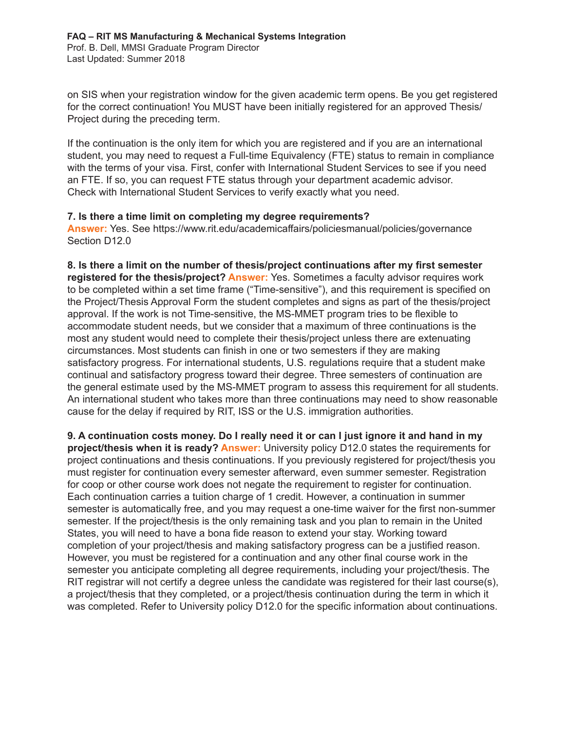on SIS when your registration window for the given academic term opens. Be you get registered for the correct continuation! You MUST have been initially registered for an approved Thesis/Project during the preceding term.

If the continuation is the only item for which you are registered and if you are an international student, you may need to request a Full-time Equivalency (FTE) status to remain in compliance with the terms of your visa. First, confer with International Student Services to see if you need an FTE. If so, you can request FTE status through your department academic advisor. Check with International Student Services to verify exactly what you need.

**7. Is there a time limit on completing my degree requirements?**
**Answer:** Yes. See https://www.rit.edu/academicaffairs/policiesmanual/policies/governance Section D12.0

**8. Is there a limit on the number of thesis/project continuations after my first semester registered for the thesis/project?** **Answer:** Yes. Sometimes a faculty advisor requires work to be completed within a set time frame ("Time-sensitive"), and this requirement is specified on the Project/Thesis Approval Form the student completes and signs as part of the thesis/project approval. If the work is not Time-sensitive, the MS-MMET program tries to be flexible to accommodate student needs, but we consider that a maximum of three continuations is the most any student would need to complete their thesis/project unless there are extenuating circumstances. Most students can finish in one or two semesters if they are making satisfactory progress. For international students, U.S. regulations require that a student make continual and satisfactory progress toward their degree. Three semesters of continuation are the general estimate used by the MS-MMET program to assess this requirement for all students. An international student who takes more than three continuations may need to show reasonable cause for the delay if required by RIT, ISS or the U.S. immigration authorities.

**9. A continuation costs money. Do I really need it or can I just ignore it and hand in my project/thesis when it is ready?** **Answer:** University policy D12.0 states the requirements for project continuations and thesis continuations. If you previously registered for project/thesis you must register for continuation every semester afterward, even summer semester. Registration for coop or other course work does not negate the requirement to register for continuation. Each continuation carries a tuition charge of 1 credit. However, a continuation in summer semester is automatically free, and you may request a one-time waiver for the first non-summer semester. If the project/thesis is the only remaining task and you plan to remain in the United States, you will need to have a bona fide reason to extend your stay. Working toward completion of your project/thesis and making satisfactory progress can be a justified reason. However, you must be registered for a continuation and any other final course work in the semester you anticipate completing all degree requirements, including your project/thesis. The RIT registrar will not certify a degree unless the candidate was registered for their last course(s), a project/thesis that they completed, or a project/thesis continuation during the term in which it was completed. Refer to University policy D12.0 for the specific information about continuations.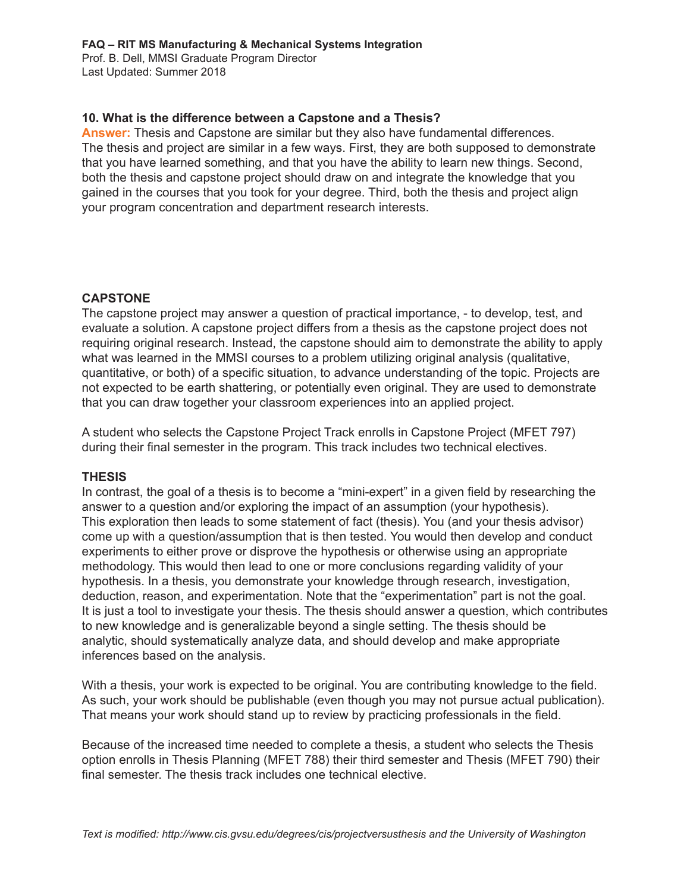**10. What is the difference between a Capstone and a Thesis?**

**Answer:** Thesis and Capstone are similar but they also have fundamental differences. The thesis and project are similar in a few ways. First, they are both supposed to demonstrate that you have learned something, and that you have the ability to learn new things. Second, both the thesis and capstone project should draw on and integrate the knowledge that you gained in the courses that you took for your degree. Third, both the thesis and project align your program concentration and department research interests.

**CAPSTONE**

The capstone project may answer a question of practical importance, - to develop, test, and evaluate a solution. A capstone project differs from a thesis as the capstone project does not requiring original research. Instead, the capstone should aim to demonstrate the ability to apply what was learned in the MMSI courses to a problem utilizing original analysis (qualitative, quantitative, or both) of a specific situation, to advance understanding of the topic. Projects are not expected to be earth shattering, or potentially even original. They are used to demonstrate that you can draw together your classroom experiences into an applied project.

A student who selects the Capstone Project Track enrolls in Capstone Project (MFET 797) during their final semester in the program. This track includes two technical electives.

**THESIS**

In contrast, the goal of a thesis is to become a "mini-expert" in a given field by researching the answer to a question and/or exploring the impact of an assumption (your hypothesis). This exploration then leads to some statement of fact (thesis). You (and your thesis advisor) come up with a question/assumption that is then tested. You would then develop and conduct experiments to either prove or disprove the hypothesis or otherwise using an appropriate methodology. This would then lead to one or more conclusions regarding validity of your hypothesis. In a thesis, you demonstrate your knowledge through research, investigation, deduction, reason, and experimentation. Note that the "experimentation" part is not the goal. It is just a tool to investigate your thesis. The thesis should answer a question, which contributes to new knowledge and is generalizable beyond a single setting. The thesis should be analytic, should systematically analyze data, and should develop and make appropriate inferences based on the analysis.

With a thesis, your work is expected to be original. You are contributing knowledge to the field. As such, your work should be publishable (even though you may not pursue actual publication). That means your work should stand up to review by practicing professionals in the field.

Because of the increased time needed to complete a thesis, a student who selects the Thesis option enrolls in Thesis Planning (MFET 788) their third semester and Thesis (MFET 790) their final semester. The thesis track includes one technical elective.

*Text is modified: http://www.cis.gvsu.edu/degrees/cis/projectversusthesis and the University of Washington*